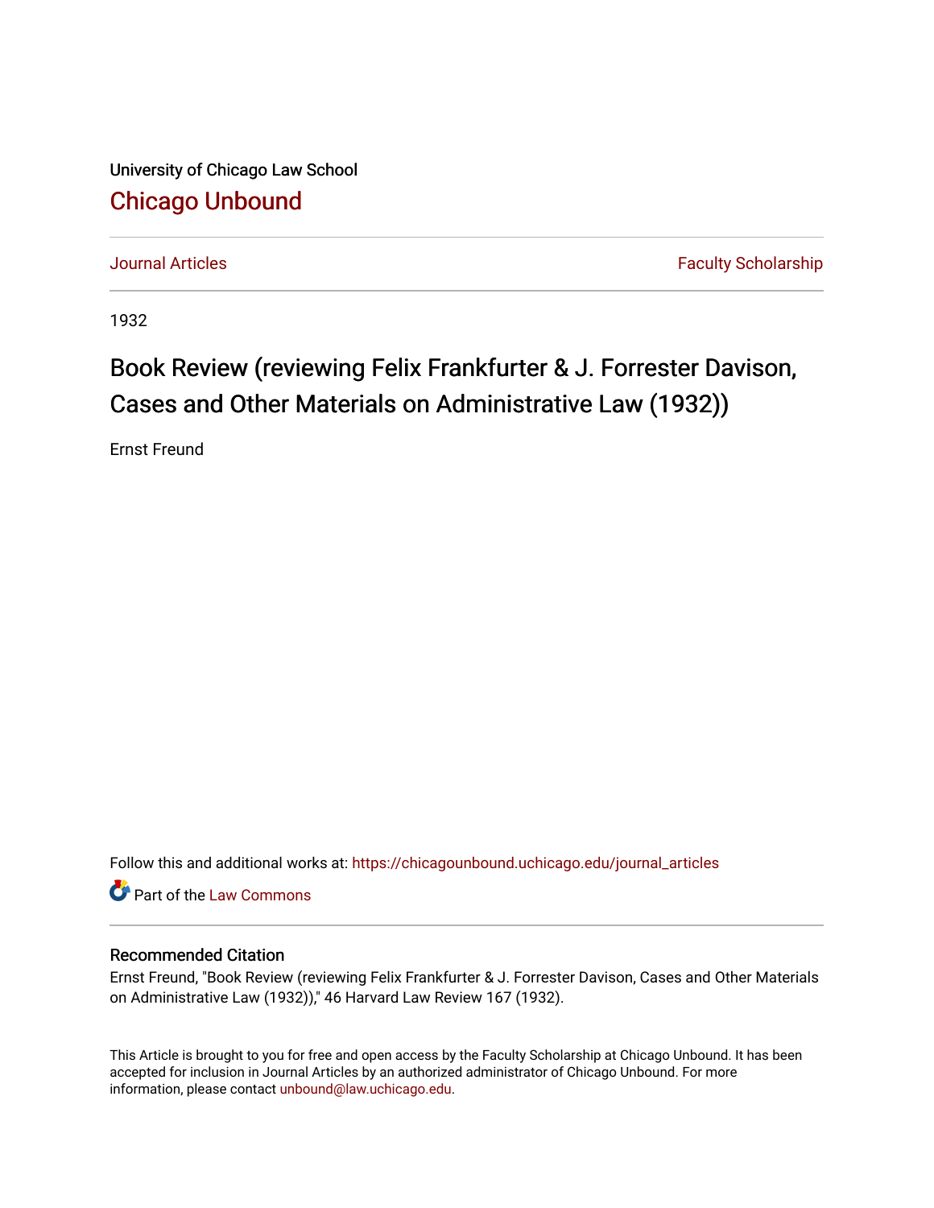University of Chicago Law School

## Chicago Unbound

Journal Articles | Faculty Scholarship

1932

# Book Review (reviewing Felix Frankfurter & J. Forrester Davison, Cases and Other Materials on Administrative Law (1932))

Ernst Freund

Follow this and additional works at: https://chicagounbound.uchicago.edu/journal_articles

Part of the Law Commons

### Recommended Citation

Ernst Freund, "Book Review (reviewing Felix Frankfurter & J. Forrester Davison, Cases and Other Materials on Administrative Law (1932))," 46 Harvard Law Review 167 (1932).

This Article is brought to you for free and open access by the Faculty Scholarship at Chicago Unbound. It has been accepted for inclusion in Journal Articles by an authorized administrator of Chicago Unbound. For more information, please contact unbound@law.uchicago.edu.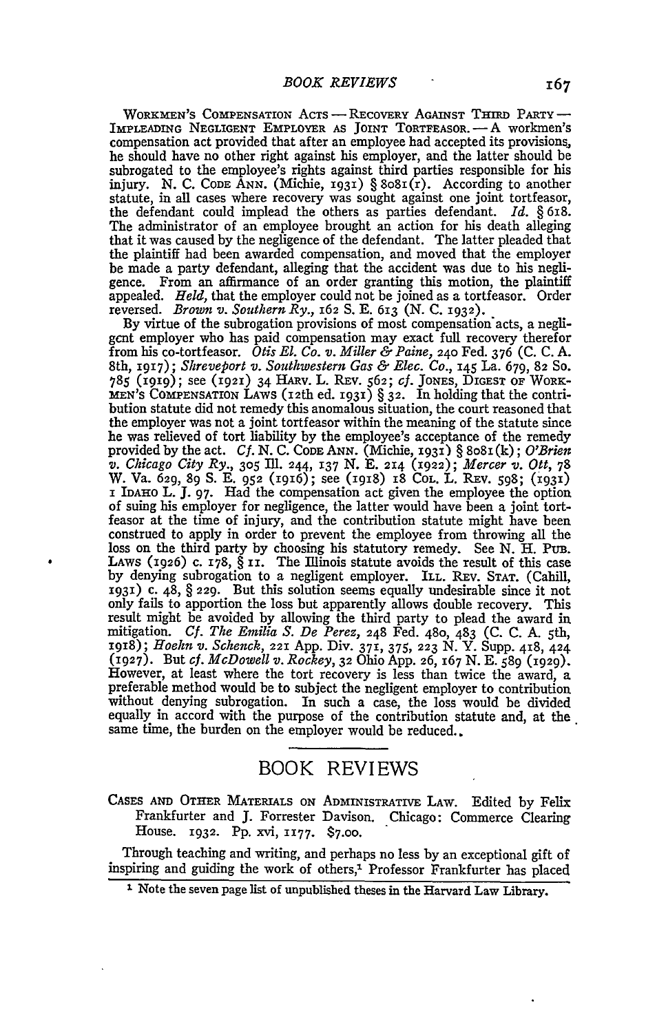WORKMEN'S COMPENSATION ACTS — RECOVERY AGAINST THIRD PARTY — IMPLEADING NEGLIGENT EMPLOYER AS JOINT TORTFEASOR. — A workmen's compensation act provided that after an employee had accepted its provisions, he should have no other right against his employer, and the latter should be subrogated to the employee's rights against third parties responsible for his injury. N. C. CODE ANN. (Michie, 1931) § 8081(r). According to another statute, in all cases where recovery was sought against one joint tortfeasor, the defendant could implead the others as parties defendant. *Id.* § 618. The administrator of an employee brought an action for his death alleging that it was caused by the negligence of the defendant. The latter pleaded that the plaintiff had been awarded compensation, and moved that the employer be made a party defendant, alleging that the accident was due to his negligence. From an affirmance of an order granting this motion, the plaintiff appealed. *Held,* that the employer could not be joined as a tortfeasor. Order reversed. *Brown v. Southern Ry.,* 162 S. E. 613 (N. C. 1932).

By virtue of the subrogation provisions of most compensation acts, a negligent employer who has paid compensation may exact full recovery therefor from his co-tortfeasor. *Otis El. Co. v. Miller & Paine,* 240 Fed. 376 (C. C. A. 8th, 1917); *Shreveport v. Southwestern Gas & Elec. Co.,* 145 La. 679, 82 So. 785 (1919); see (1921) 34 HARV. L. REV. 562; *cf.* JONES, DIGEST OF WORKMEN'S COMPENSATION LAWS (12th ed. 1931) § 32. In holding that the contribution statute did not remedy this anomalous situation, the court reasoned that the employer was not a joint tortfeasor within the meaning of the statute since he was relieved of tort liability by the employee's acceptance of the remedy provided by the act. *Cf.* N. C. CODE ANN. (Michie, 1931) § 8081(k); *O'Brien v. Chicago City Ry.,* 305 Ill. 244, 137 N. E. 214 (1922); *Mercer v. Ott,* 78 W. Va. 629, 89 S. E. 952 (1916); see (1918) 18 COL. L. REV. 598; (1931) 1 IDAHO L. J. 97. Had the compensation act given the employee the option of suing his employer for negligence, the latter would have been a joint tortfeasor at the time of injury, and the contribution statute might have been construed to apply in order to prevent the employee from throwing all the loss on the third party by choosing his statutory remedy. See N. H. PUB. LAWS (1926) c. 178, § 11. The Illinois statute avoids the result of this case by denying subrogation to a negligent employer. ILL. REV. STAT. (Cahill, 1931) c. 48, § 229. But this solution seems equally undesirable since it not only fails to apportion the loss but apparently allows double recovery. This result might be avoided by allowing the third party to plead the award in mitigation. *Cf. The Emilia S. De Perez,* 248 Fed. 480, 483 (C. C. A. 5th, 1918); *Hoehn v. Schenck,* 221 App. Div. 371, 375, 223 N. Y. Supp. 418, 424 (1927). But *cf. McDowell v. Rockey,* 32 Ohio App. 26, 167 N. E. 589 (1929). However, at least where the tort recovery is less than twice the award, a preferable method would be to subject the negligent employer to contribution without denying subrogation. In such a case, the loss would be divided equally in accord with the purpose of the contribution statute and, at the same time, the burden on the employer would be reduced.

# BOOK REVIEWS

CASES AND OTHER MATERIALS ON ADMINISTRATIVE LAW. Edited by Felix Frankfurter and J. Forrester Davison. Chicago: Commerce Clearing House. 1932. Pp. xvi, 1177. $7.00.

Through teaching and writing, and perhaps no less by an exceptional gift of inspiring and guiding the work of others,[1] Professor Frankfurter has placed

[1] Note the seven page list of unpublished theses in the Harvard Law Library.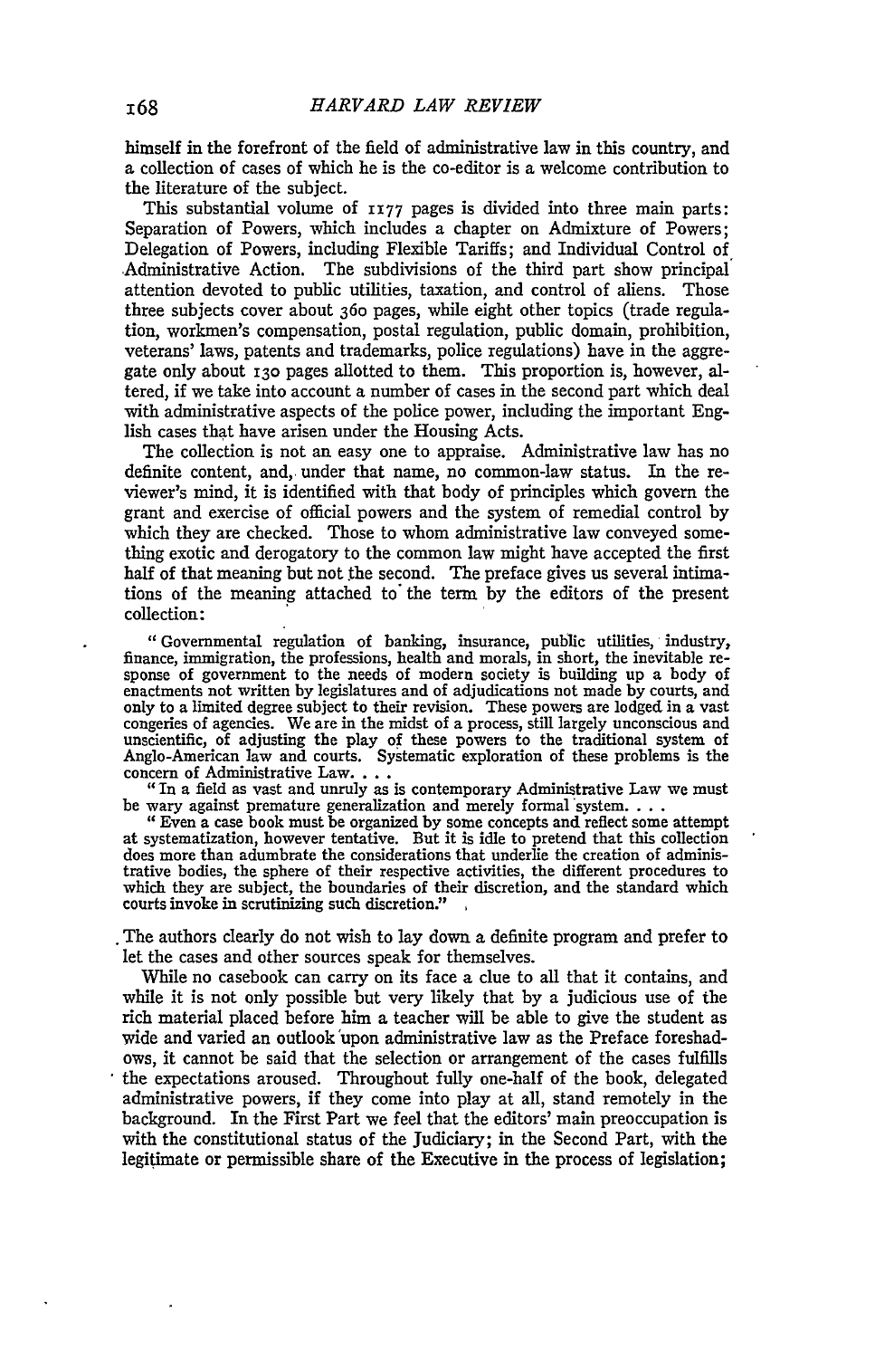himself in the forefront of the field of administrative law in this country, and a collection of cases of which he is the co-editor is a welcome contribution to the literature of the subject.

This substantial volume of 1177 pages is divided into three main parts: Separation of Powers, which includes a chapter on Admixture of Powers; Delegation of Powers, including Flexible Tariffs; and Individual Control of Administrative Action. The subdivisions of the third part show principal attention devoted to public utilities, taxation, and control of aliens. Those three subjects cover about 360 pages, while eight other topics (trade regulation, workmen's compensation, postal regulation, public domain, prohibition, veterans' laws, patents and trademarks, police regulations) have in the aggregate only about 130 pages allotted to them. This proportion is, however, altered, if we take into account a number of cases in the second part which deal with administrative aspects of the police power, including the important English cases that have arisen under the Housing Acts.

The collection is not an easy one to appraise. Administrative law has no definite content, and, under that name, no common-law status. In the reviewer's mind, it is identified with that body of principles which govern the grant and exercise of official powers and the system of remedial control by which they are checked. Those to whom administrative law conveyed something exotic and derogatory to the common law might have accepted the first half of that meaning but not the second. The preface gives us several intimations of the meaning attached to the term by the editors of the present collection:

> "Governmental regulation of banking, insurance, public utilities, industry, finance, immigration, the professions, health and morals, in short, the inevitable response of government to the needs of modern society is building up a body of enactments not written by legislatures and of adjudications not made by courts, and only to a limited degree subject to their revision. These powers are lodged in a vast congeries of agencies. We are in the midst of a process, still largely unconscious and unscientific, of adjusting the play of these powers to the traditional system of Anglo-American law and courts. Systematic exploration of these problems is the concern of Administrative Law. . . .
>
> "In a field as vast and unruly as is contemporary Administrative Law we must be wary against premature generalization and merely formal system. . . .
>
> "Even a case book must be organized by some concepts and reflect some attempt at systematization, however tentative. But it is idle to pretend that this collection does more than adumbrate the considerations that underlie the creation of administrative bodies, the sphere of their respective activities, the different procedures to which they are subject, the boundaries of their discretion, and the standard which courts invoke in scrutinizing such discretion."

The authors clearly do not wish to lay down a definite program and prefer to let the cases and other sources speak for themselves.

While no casebook can carry on its face a clue to all that it contains, and while it is not only possible but very likely that by a judicious use of the rich material placed before him a teacher will be able to give the student as wide and varied an outlook upon administrative law as the Preface foreshadows, it cannot be said that the selection or arrangement of the cases fulfills the expectations aroused. Throughout fully one-half of the book, delegated administrative powers, if they come into play at all, stand remotely in the background. In the First Part we feel that the editors' main preoccupation is with the constitutional status of the Judiciary; in the Second Part, with the legitimate or permissible share of the Executive in the process of legislation;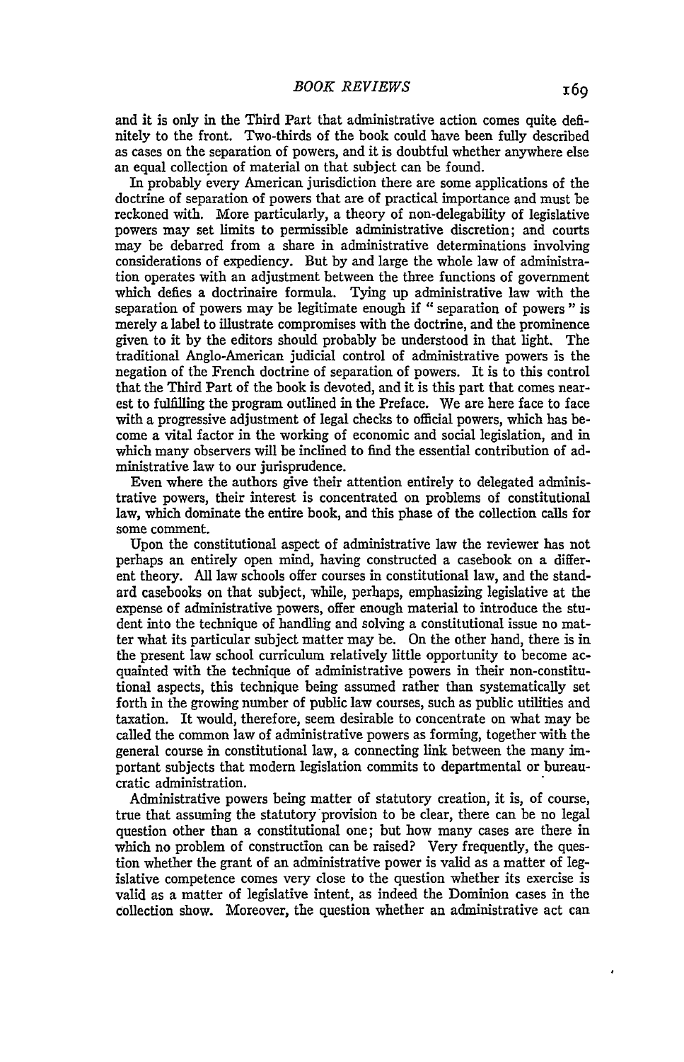and it is only in the Third Part that administrative action comes quite definitely to the front. Two-thirds of the book could have been fully described as cases on the separation of powers, and it is doubtful whether anywhere else an equal collection of material on that subject can be found.

In probably every American jurisdiction there are some applications of the doctrine of separation of powers that are of practical importance and must be reckoned with. More particularly, a theory of non-delegability of legislative powers may set limits to permissible administrative discretion; and courts may be debarred from a share in administrative determinations involving considerations of expediency. But by and large the whole law of administration operates with an adjustment between the three functions of government which defies a doctrinaire formula. Tying up administrative law with the separation of powers may be legitimate enough if "separation of powers" is merely a label to illustrate compromises with the doctrine, and the prominence given to it by the editors should probably be understood in that light. The traditional Anglo-American judicial control of administrative powers is the negation of the French doctrine of separation of powers. It is to this control that the Third Part of the book is devoted, and it is this part that comes nearest to fulfilling the program outlined in the Preface. We are here face to face with a progressive adjustment of legal checks to official powers, which has become a vital factor in the working of economic and social legislation, and in which many observers will be inclined to find the essential contribution of administrative law to our jurisprudence.

Even where the authors give their attention entirely to delegated administrative powers, their interest is concentrated on problems of constitutional law, which dominate the entire book, and this phase of the collection calls for some comment.

Upon the constitutional aspect of administrative law the reviewer has not perhaps an entirely open mind, having constructed a casebook on a different theory. All law schools offer courses in constitutional law, and the standard casebooks on that subject, while, perhaps, emphasizing legislative at the expense of administrative powers, offer enough material to introduce the student into the technique of handling and solving a constitutional issue no matter what its particular subject matter may be. On the other hand, there is in the present law school curriculum relatively little opportunity to become acquainted with the technique of administrative powers in their non-constitutional aspects, this technique being assumed rather than systematically set forth in the growing number of public law courses, such as public utilities and taxation. It would, therefore, seem desirable to concentrate on what may be called the common law of administrative powers as forming, together with the general course in constitutional law, a connecting link between the many important subjects that modern legislation commits to departmental or bureaucratic administration.

Administrative powers being matter of statutory creation, it is, of course, true that assuming the statutory provision to be clear, there can be no legal question other than a constitutional one; but how many cases are there in which no problem of construction can be raised? Very frequently, the question whether the grant of an administrative power is valid as a matter of legislative competence comes very close to the question whether its exercise is valid as a matter of legislative intent, as indeed the Dominion cases in the collection show. Moreover, the question whether an administrative act can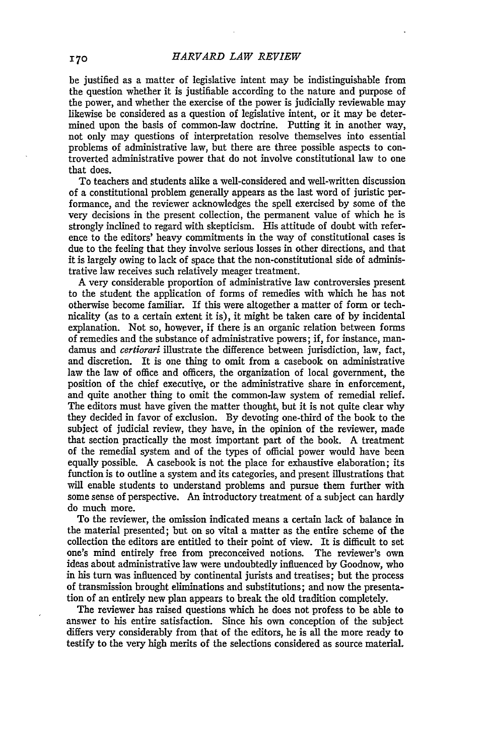be justified as a matter of legislative intent may be indistinguishable from the question whether it is justifiable according to the nature and purpose of the power, and whether the exercise of the power is judicially reviewable may likewise be considered as a question of legislative intent, or it may be determined upon the basis of common-law doctrine. Putting it in another way, not only may questions of interpretation resolve themselves into essential problems of administrative law, but there are three possible aspects to controverted administrative power that do not involve constitutional law to one that does.

To teachers and students alike a well-considered and well-written discussion of a constitutional problem generally appears as the last word of juristic performance, and the reviewer acknowledges the spell exercised by some of the very decisions in the present collection, the permanent value of which he is strongly inclined to regard with skepticism. His attitude of doubt with reference to the editors' heavy commitments in the way of constitutional cases is due to the feeling that they involve serious losses in other directions, and that it is largely owing to lack of space that the non-constitutional side of administrative law receives such relatively meager treatment.

A very considerable proportion of administrative law controversies present to the student the application of forms of remedies with which he has not otherwise become familiar. If this were altogether a matter of form or technicality (as to a certain extent it is), it might be taken care of by incidental explanation. Not so, however, if there is an organic relation between forms of remedies and the substance of administrative powers; if, for instance, mandamus and *certiorari* illustrate the difference between jurisdiction, law, fact, and discretion. It is one thing to omit from a casebook on administrative law the law of office and officers, the organization of local government, the position of the chief executive, or the administrative share in enforcement, and quite another thing to omit the common-law system of remedial relief. The editors must have given the matter thought, but it is not quite clear why they decided in favor of exclusion. By devoting one-third of the book to the subject of judicial review, they have, in the opinion of the reviewer, made that section practically the most important part of the book. A treatment of the remedial system and of the types of official power would have been equally possible. A casebook is not the place for exhaustive elaboration; its function is to outline a system and its categories, and present illustrations that will enable students to understand problems and pursue them further with some sense of perspective. An introductory treatment of a subject can hardly do much more.

To the reviewer, the omission indicated means a certain lack of balance in the material presented; but on so vital a matter as the entire scheme of the collection the editors are entitled to their point of view. It is difficult to set one's mind entirely free from preconceived notions. The reviewer's own ideas about administrative law were undoubtedly influenced by Goodnow, who in his turn was influenced by continental jurists and treatises; but the process of transmission brought eliminations and substitutions; and now the presentation of an entirely new plan appears to break the old tradition completely.

The reviewer has raised questions which he does not profess to be able to answer to his entire satisfaction. Since his own conception of the subject differs very considerably from that of the editors, he is all the more ready to testify to the very high merits of the selections considered as source material.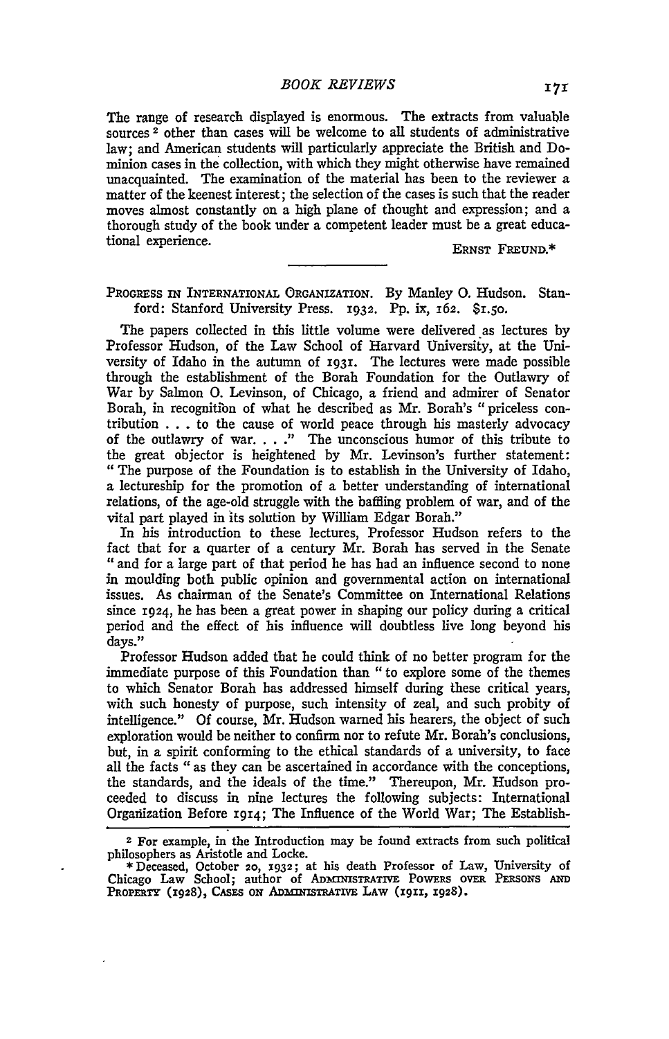The range of research displayed is enormous. The extracts from valuable sources [2] other than cases will be welcome to all students of administrative law; and American students will particularly appreciate the British and Dominion cases in the collection, with which they might otherwise have remained unacquainted. The examination of the material has been to the reviewer a matter of the keenest interest; the selection of the cases is such that the reader moves almost constantly on a high plane of thought and expression; and a thorough study of the book under a competent leader must be a great educational experience.

ERNST FREUND.*

---

PROGRESS IN INTERNATIONAL ORGANIZATION. By Manley O. Hudson. Stanford: Stanford University Press. 1932. Pp. ix, 162. $1.50.

The papers collected in this little volume were delivered as lectures by Professor Hudson, of the Law School of Harvard University, at the University of Idaho in the autumn of 1931. The lectures were made possible through the establishment of the Borah Foundation for the Outlawry of War by Salmon O. Levinson, of Chicago, a friend and admirer of Senator Borah, in recognition of what he described as Mr. Borah's "priceless contribution . . . to the cause of world peace through his masterly advocacy of the outlawry of war. . . ." The unconscious humor of this tribute to the great objector is heightened by Mr. Levinson's further statement: "The purpose of the Foundation is to establish in the University of Idaho, a lectureship for the promotion of a better understanding of international relations, of the age-old struggle with the baffling problem of war, and of the vital part played in its solution by William Edgar Borah."

In his introduction to these lectures, Professor Hudson refers to the fact that for a quarter of a century Mr. Borah has served in the Senate "and for a large part of that period he has had an influence second to none in moulding both public opinion and governmental action on international issues. As chairman of the Senate's Committee on International Relations since 1924, he has been a great power in shaping our policy during a critical period and the effect of his influence will doubtless live long beyond his days."

Professor Hudson added that he could think of no better program for the immediate purpose of this Foundation than "to explore some of the themes to which Senator Borah has addressed himself during these critical years, with such honesty of purpose, such intensity of zeal, and such probity of intelligence." Of course, Mr. Hudson warned his hearers, the object of such exploration would be neither to confirm nor to refute Mr. Borah's conclusions, but, in a spirit conforming to the ethical standards of a university, to face all the facts "as they can be ascertained in accordance with the conceptions, the standards, and the ideals of the time." Thereupon, Mr. Hudson proceeded to discuss in nine lectures the following subjects: International Organization Before 1914; The Influence of the World War; The Establish-

---

[2] For example, in the Introduction may be found extracts from such political philosophers as Aristotle and Locke.

* Deceased, October 20, 1932; at his death Professor of Law, University of Chicago Law School; author of ADMINISTRATIVE POWERS OVER PERSONS AND PROPERTY (1928), CASES ON ADMINISTRATIVE LAW (1911, 1928).